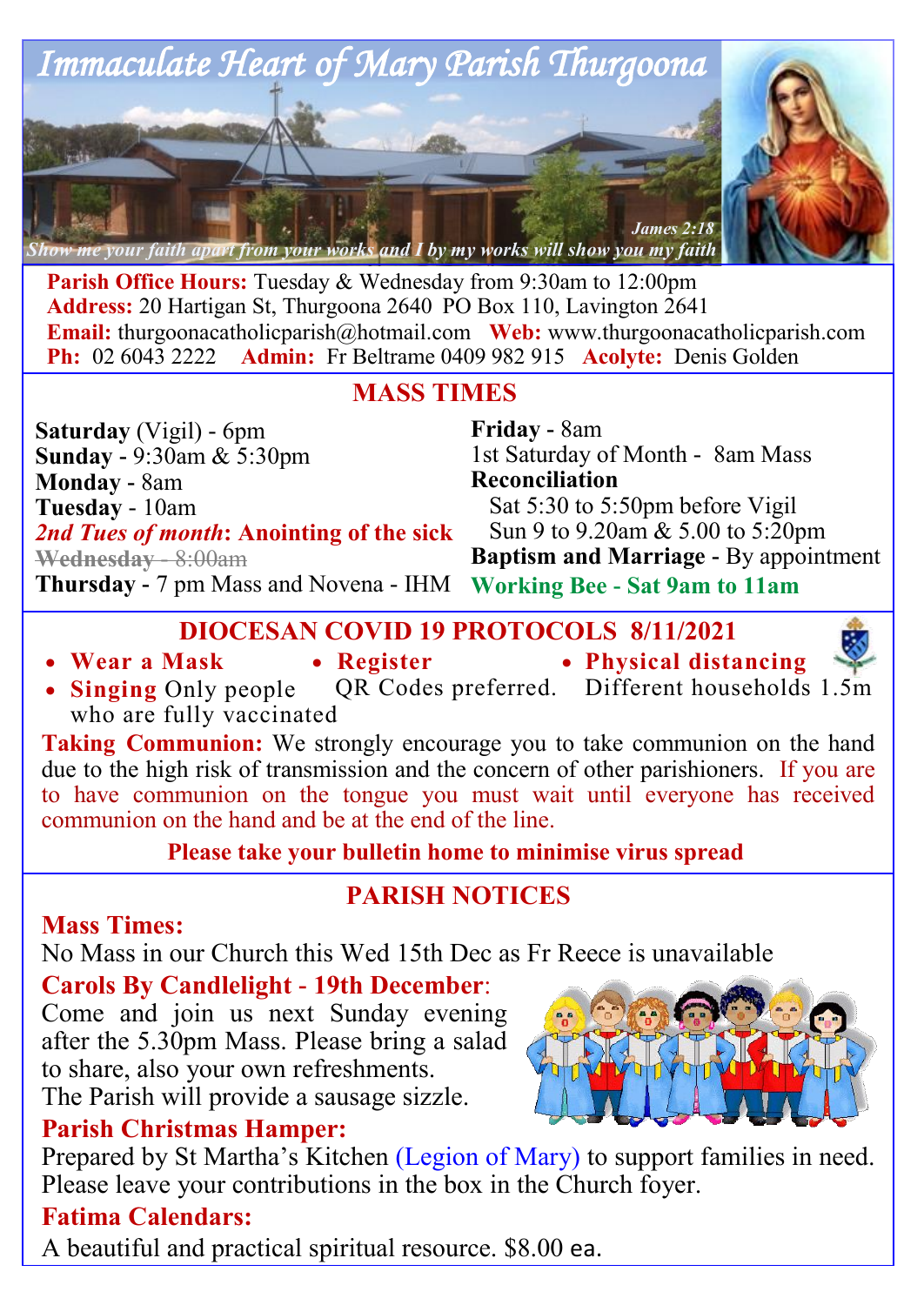# Immaculate Heart of Mary Parish Thurgoona

*James 2:18*

*Show me your faith apart from your works and I by my works will show you my faith*

**Parish Office Hours:** Tuesday & Wednesday from 9:30am to 12:00pm
**Address:** 20 Hartigan St, Thurgoona 2640 PO Box 110, Lavington 2641
**Email:** thurgoonacatholicparish@hotmail.com **Web:** www.thurgoonacatholicparish.com
**Ph:** 02 6043 2222 **Admin:** Fr Beltrame 0409 982 915 **Acolyte:** Denis Golden

## MASS TIMES

**Saturday** (Vigil) - 6pm
**Sunday** - 9:30am & 5:30pm
**Monday** - 8am
**Tuesday** - 10am
***2nd Tues of month*: Anointing of the sick**
~~**Wednesday** - 8:00am~~
**Thursday** - 7 pm Mass and Novena - IHM
**Friday** - 8am
1st Saturday of Month - 8am Mass
**Reconciliation**
Sat 5:30 to 5:50pm before Vigil
Sun 9 to 9.20am & 5.00 to 5:20pm
**Baptism and Marriage** - By appointment
**Working Bee - Sat 9am to 11am**

## DIOCESAN COVID 19 PROTOCOLS 8/11/2021

- **Wear a Mask**
- **Register** QR Codes preferred.
- **Physical distancing** Different households 1.5m
- **Singing** Only people who are fully vaccinated

**Taking Communion:** We strongly encourage you to take communion on the hand due to the high risk of transmission and the concern of other parishioners. If you are to have communion on the tongue you must wait until everyone has received communion on the hand and be at the end of the line.

**Please take your bulletin home to minimise virus spread**

## PARISH NOTICES

### Mass Times:

No Mass in our Church this Wed 15th Dec as Fr Reece is unavailable

### Carols By Candlelight - 19th December:

Come and join us next Sunday evening after the 5.30pm Mass. Please bring a salad to share, also your own refreshments.
The Parish will provide a sausage sizzle.

### Parish Christmas Hamper:

Prepared by St Martha's Kitchen (Legion of Mary) to support families in need. Please leave your contributions in the box in the Church foyer.

### Fatima Calendars:

A beautiful and practical spiritual resource. $8.00 ea.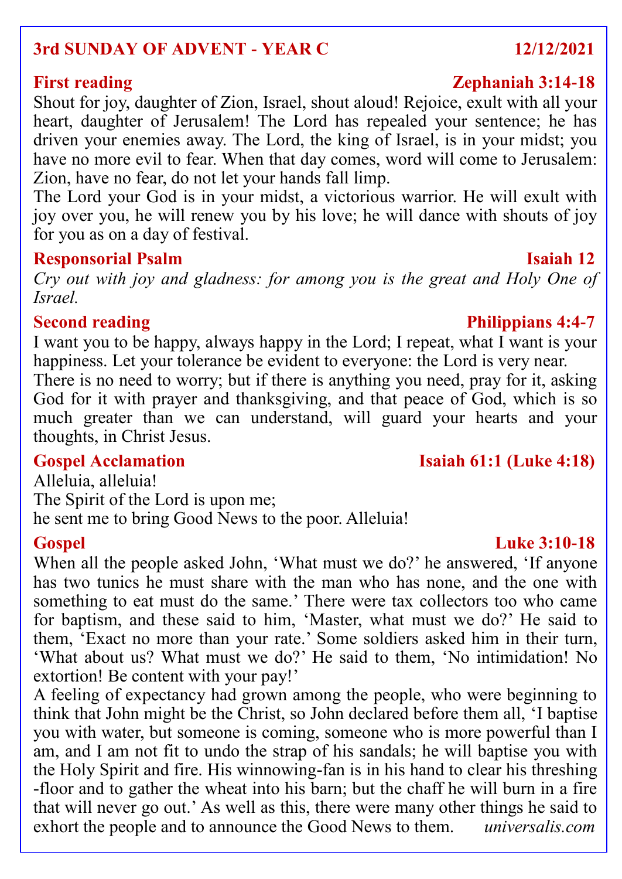## 3rd SUNDAY OF ADVENT - YEAR C — 12/12/2021

### First reading — Zephaniah 3:14-18

Shout for joy, daughter of Zion, Israel, shout aloud! Rejoice, exult with all your heart, daughter of Jerusalem! The Lord has repealed your sentence; he has driven your enemies away. The Lord, the king of Israel, is in your midst; you have no more evil to fear. When that day comes, word will come to Jerusalem: Zion, have no fear, do not let your hands fall limp.

The Lord your God is in your midst, a victorious warrior. He will exult with joy over you, he will renew you by his love; he will dance with shouts of joy for you as on a day of festival.

### Responsorial Psalm — Isaiah 12

*Cry out with joy and gladness: for among you is the great and Holy One of Israel.*

### Second reading — Philippians 4:4-7

I want you to be happy, always happy in the Lord; I repeat, what I want is your happiness. Let your tolerance be evident to everyone: the Lord is very near.

There is no need to worry; but if there is anything you need, pray for it, asking God for it with prayer and thanksgiving, and that peace of God, which is so much greater than we can understand, will guard your hearts and your thoughts, in Christ Jesus.

### Gospel Acclamation — Isaiah 61:1 (Luke 4:18)

Alleluia, alleluia!
The Spirit of the Lord is upon me;
he sent me to bring Good News to the poor. Alleluia!

### Gospel — Luke 3:10-18

When all the people asked John, 'What must we do?' he answered, 'If anyone has two tunics he must share with the man who has none, and the one with something to eat must do the same.' There were tax collectors too who came for baptism, and these said to him, 'Master, what must we do?' He said to them, 'Exact no more than your rate.' Some soldiers asked him in their turn, 'What about us? What must we do?' He said to them, 'No intimidation! No extortion! Be content with your pay!'

A feeling of expectancy had grown among the people, who were beginning to think that John might be the Christ, so John declared before them all, 'I baptise you with water, but someone is coming, someone who is more powerful than I am, and I am not fit to undo the strap of his sandals; he will baptise you with the Holy Spirit and fire. His winnowing-fan is in his hand to clear his threshing-floor and to gather the wheat into his barn; but the chaff he will burn in a fire that will never go out.' As well as this, there were many other things he said to exhort the people and to announce the Good News to them.

*universalis.com*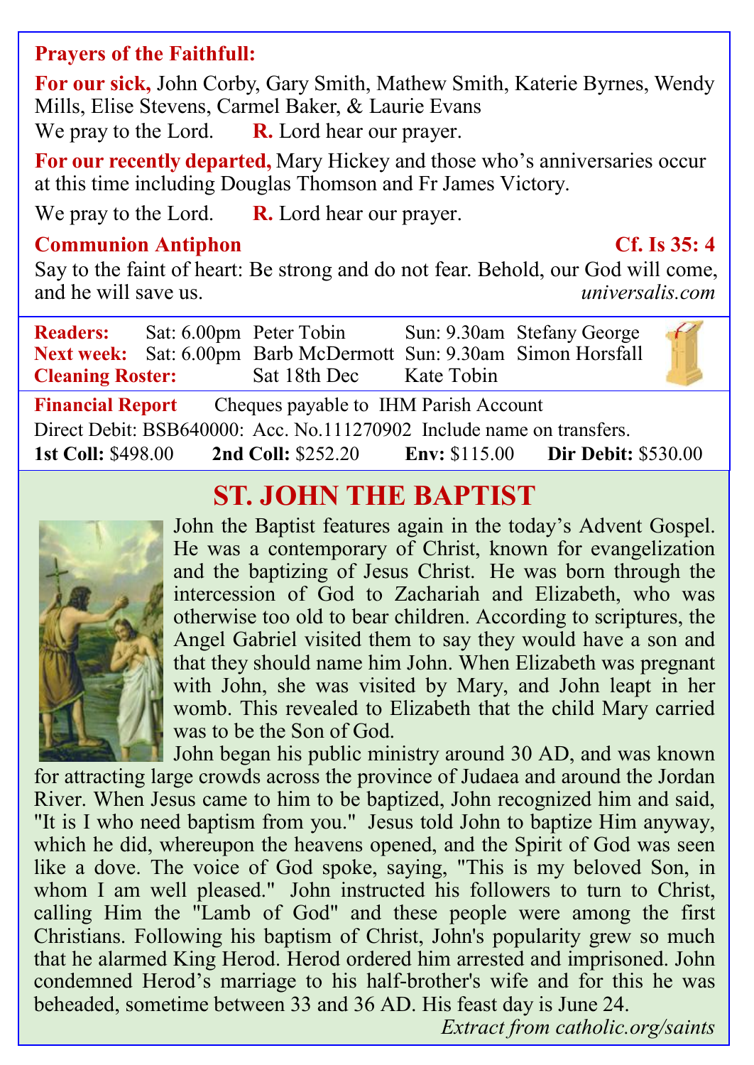**Prayers of the Faithfull:**

**For our sick,** John Corby, Gary Smith, Mathew Smith, Katerie Byrnes, Wendy Mills, Elise Stevens, Carmel Baker, & Laurie Evans

We pray to the Lord. **R.** Lord hear our prayer.

**For our recently departed,** Mary Hickey and those who's anniversaries occur at this time including Douglas Thomson and Fr James Victory.

We pray to the Lord. **R.** Lord hear our prayer.

**Communion Antiphon** **Cf. Is 35: 4**

Say to the faint of heart: Be strong and do not fear. Behold, our God will come, and he will save us. *universalis.com*

| | | | | |
|---|---|---|---|---|
| **Readers:** | Sat: 6.00pm | Peter Tobin | Sun: 9.30am | Stefany George |
| **Next week:** | Sat: 6.00pm | Barb McDermott | Sun: 9.30am | Simon Horsfall |
| **Cleaning Roster:** | | Sat 18th Dec | Kate Tobin | |

**Financial Report** Cheques payable to IHM Parish Account

Direct Debit: BSB640000: Acc. No.111270902 Include name on transfers.

**1st Coll:** $498.00 **2nd Coll:** $252.20 **Env:** $115.00 **Dir Debit:** $530.00

## ST. JOHN THE BAPTIST

John the Baptist features again in the today's Advent Gospel. He was a contemporary of Christ, known for evangelization and the baptizing of Jesus Christ. He was born through the intercession of God to Zachariah and Elizabeth, who was otherwise too old to bear children. According to scriptures, the Angel Gabriel visited them to say they would have a son and that they should name him John. When Elizabeth was pregnant with John, she was visited by Mary, and John leapt in her womb. This revealed to Elizabeth that the child Mary carried was to be the Son of God.

John began his public ministry around 30 AD, and was known for attracting large crowds across the province of Judaea and around the Jordan River. When Jesus came to him to be baptized, John recognized him and said, "It is I who need baptism from you." Jesus told John to baptize Him anyway, which he did, whereupon the heavens opened, and the Spirit of God was seen like a dove. The voice of God spoke, saying, "This is my beloved Son, in whom I am well pleased." John instructed his followers to turn to Christ, calling Him the "Lamb of God" and these people were among the first Christians. Following his baptism of Christ, John's popularity grew so much that he alarmed King Herod. Herod ordered him arrested and imprisoned. John condemned Herod's marriage to his half-brother's wife and for this he was beheaded, sometime between 33 and 36 AD. His feast day is June 24.

*Extract from catholic.org/saints*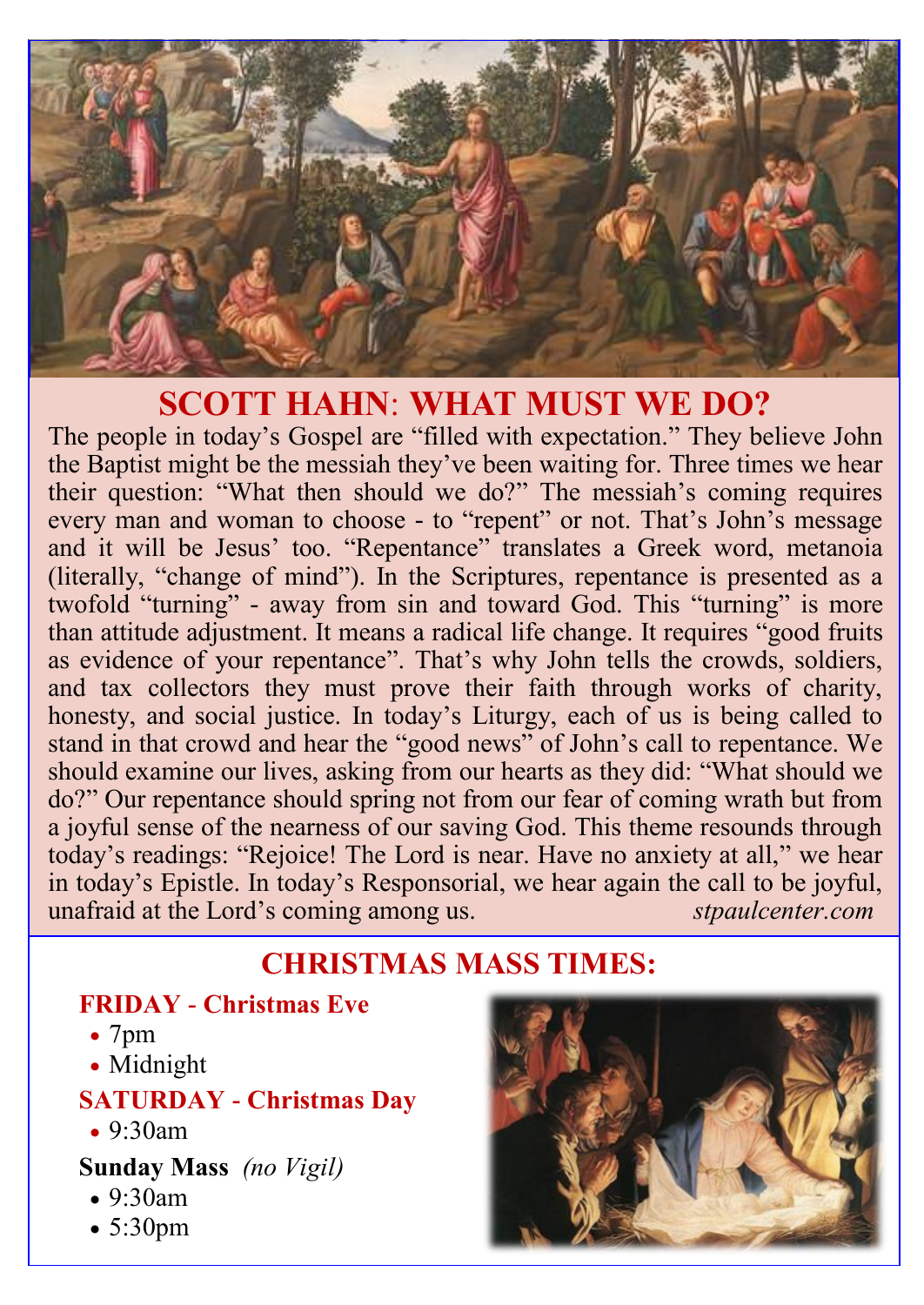## SCOTT HAHN: WHAT MUST WE DO?

The people in today's Gospel are "filled with expectation." They believe John the Baptist might be the messiah they've been waiting for. Three times we hear their question: "What then should we do?" The messiah's coming requires every man and woman to choose - to "repent" or not. That's John's message and it will be Jesus' too. "Repentance" translates a Greek word, metanoia (literally, "change of mind"). In the Scriptures, repentance is presented as a twofold "turning" - away from sin and toward God. This "turning" is more than attitude adjustment. It means a radical life change. It requires "good fruits as evidence of your repentance". That's why John tells the crowds, soldiers, and tax collectors they must prove their faith through works of charity, honesty, and social justice. In today's Liturgy, each of us is being called to stand in that crowd and hear the "good news" of John's call to repentance. We should examine our lives, asking from our hearts as they did: "What should we do?" Our repentance should spring not from our fear of coming wrath but from a joyful sense of the nearness of our saving God. This theme resounds through today's readings: "Rejoice! The Lord is near. Have no anxiety at all," we hear in today's Epistle. In today's Responsorial, we hear again the call to be joyful, unafraid at the Lord's coming among us.

*stpaulcenter.com*

## CHRISTMAS MASS TIMES:

**FRIDAY - Christmas Eve**

- 7pm
- Midnight

**SATURDAY - Christmas Day**

- 9:30am

**Sunday Mass** *(no Vigil)*

- 9:30am
- 5:30pm